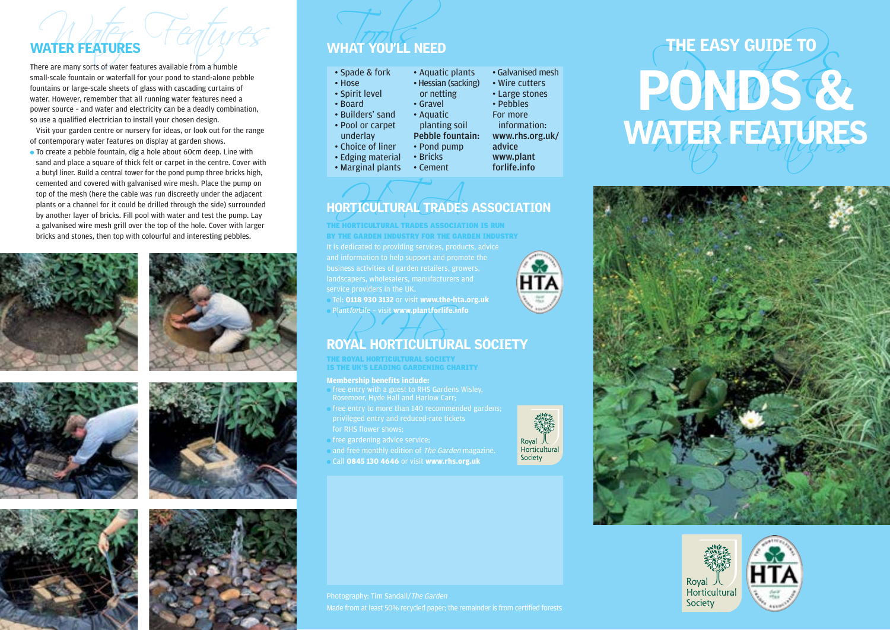## WATER FEATURES

There are many sorts of water features available from a humble small-scale fountain or waterfall for your pond to stand-alone pebble fountains or large-scale sheets of glass with cascading curtains of water. However, remember that all running water features need a power source – and water and electricity can be a deadly combination, so use a qualified electrician to install your chosen design.

Visit your garden centre or nursery for ideas, or look out for the range of contemporary water features on display at garden shows.

- To create a pebble fountain, dig a hole about 60cm deep. Line with sand and place a square of thick felt or carpet in the centre. Cover with a butyl liner. Build a central tower for the pond pump three bricks high, cemented and covered with galvanised wire mesh. Place the pump on top of the mesh (here the cable was run discreetly under the adjacent plants or a channel for it could be drilled through the side) surrounded by another layer of bricks. Fill pool with water and test the pump. Lay a galvanised wire mesh grill over the top of the hole. Cover with larger bricks and stones, then top with colourful and interesting pebbles.

## WHAT YOU'LL NEED

- Spade & fork
- Hose
- Spirit level
- Board
- Builders' sand
- Pool or carpet underlay
- Choice of liner
- Edging material
- Marginal plants
- Aquatic plants
- Hessian (sacking) or netting
- Gravel
- Aquatic planting soil

**Pebble fountain:**

- Pond pump
- Bricks
- Cement
- Galvanised mesh
- Wire cutters
- Large stones
- Pebbles

For more information: **www.rhs.org.uk/advice** **www.plantforlife.info**

## HORTICULTURAL TRADES ASSOCIATION

**THE HORTICULTURAL TRADES ASSOCIATION IS RUN BY THE GARDEN INDUSTRY FOR THE GARDEN INDUSTRY**

It is dedicated to providing services, products, advice and information to help support and promote the business activities of garden retailers, growers, landscapers, wholesalers, manufacturers and service providers in the UK.

- Tel: **0118 930 3132** or visit **www.the-hta.org.uk**
- Plant*for*Life – visit **www.plantforlife.info**

## ROYAL HORTICULTURAL SOCIETY

**THE ROYAL HORTICULTURAL SOCIETY IS THE UK'S LEADING GARDENING CHARITY**

**Membership benefits include:**

- free entry with a guest to RHS Gardens Wisley, Rosemoor, Hyde Hall and Harlow Carr;
- free entry to more than 140 recommended gardens; privileged entry and reduced-rate tickets for RHS flower shows;
- free gardening advice service;
- and free monthly edition of *The Garden* magazine.
- Call **0845 130 4646** or visit **www.rhs.org.uk**

Photography: Tim Sandall/*The Garden*

Made from at least 50% recycled paper; the remainder is from certified forests

# THE EASY GUIDE TO PONDS & WATER FEATURES

Royal Horticultural Society

HTA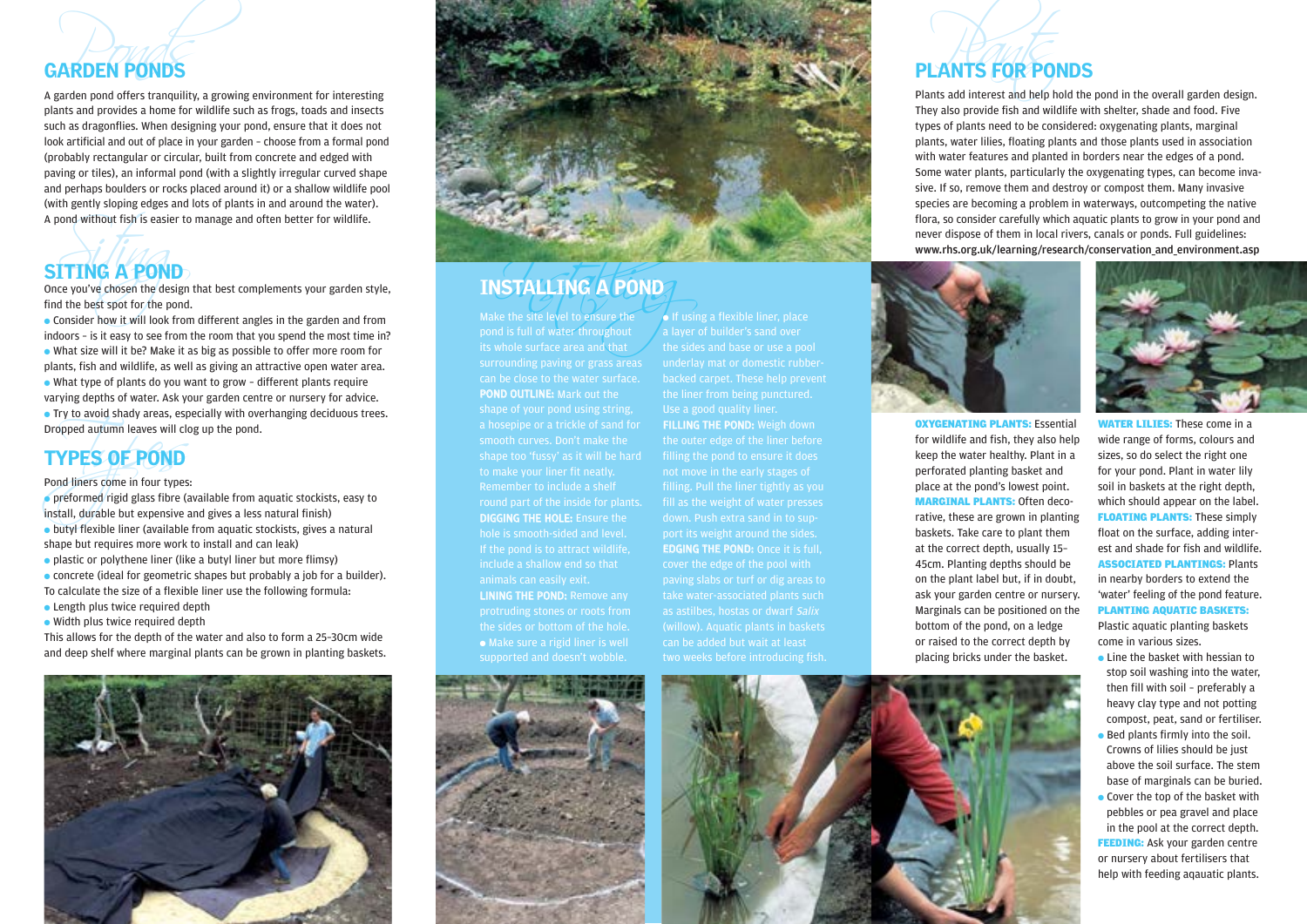## GARDEN PONDS

A garden pond offers tranquility, a growing environment for interesting plants and provides a home for wildlife such as frogs, toads and insects such as dragonflies. When designing your pond, ensure that it does not look artificial and out of place in your garden – choose from a formal pond (probably rectangular or circular, built from concrete and edged with paving or tiles), an informal pond (with a slightly irregular curved shape and perhaps boulders or rocks placed around it) or a shallow wildlife pool (with gently sloping edges and lots of plants in and around the water). A pond without fish is easier to manage and often better for wildlife.

## SITING A POND

Once you've chosen the design that best complements your garden style, find the best spot for the pond.

- Consider how it will look from different angles in the garden and from indoors – is it easy to see from the room that you spend the most time in?
- What size will it be? Make it as big as possible to offer more room for plants, fish and wildlife, as well as giving an attractive open water area.
- What type of plants do you want to grow – different plants require varying depths of water. Ask your garden centre or nursery for advice.
- Try to avoid shady areas, especially with overhanging deciduous trees. Dropped autumn leaves will clog up the pond.

## TYPES OF POND

Pond liners come in four types:

- preformed rigid glass fibre (available from aquatic stockists, easy to install, durable but expensive and gives a less natural finish)
- butyl flexible liner (available from aquatic stockists, gives a natural shape but requires more work to install and can leak)
- plastic or polythene liner (like a butyl liner but more flimsy)
- concrete (ideal for geometric shapes but probably a job for a builder).

To calculate the size of a flexible liner use the following formula:

- Length plus twice required depth
- Width plus twice required depth

This allows for the depth of the water and also to form a 25–30cm wide and deep shelf where marginal plants can be grown in planting baskets.

## INSTALLING A POND

Make the site level to ensure the pond is full of water throughout its whole surface area and that surrounding paving or grass areas can be close to the water surface.

**POND OUTLINE:** Mark out the shape of your pond using string, a hosepipe or a trickle of sand for smooth curves. Don't make the shape too 'fussy' as it will be hard to make your liner fit neatly. Remember to include a shelf round part of the inside for plants.

**DIGGING THE HOLE:** Ensure the hole is smooth-sided and level. If the pond is to attract wildlife, include a shallow end so that animals can easily exit.

**LINING THE POND:** Remove any protruding stones or roots from the sides or bottom of the hole.

- Make sure a rigid liner is well supported and doesn't wobble.
- If using a flexible liner, place a layer of builder's sand over the sides and base or use a pool underlay mat or domestic rubber-backed carpet. These help prevent the liner from being punctured. Use a good quality liner.

**FILLING THE POND:** Weigh down the outer edge of the liner before filling the pond to ensure it does not move in the early stages of filling. Pull the liner tightly as you fill as the weight of water presses down. Push extra sand in to support its weight around the sides.

**EDGING THE POND:** Once it is full, cover the edge of the pool with paving slabs or turf or dig areas to take water-associated plants such as astilbes, hostas or dwarf *Salix* (willow). Aquatic plants in baskets can be added but wait at least two weeks before introducing fish.

## PLANTS FOR PONDS

Plants add interest and help hold the pond in the overall garden design. They also provide fish and wildlife with shelter, shade and food. Five types of plants need to be considered: oxygenating plants, marginal plants, water lilies, floating plants and those plants used in association with water features and planted in borders near the edges of a pond. Some water plants, particularly the oxygenating types, can become invasive. If so, remove them and destroy or compost them. Many invasive species are becoming a problem in waterways, outcompeting the native flora, so consider carefully which aquatic plants to grow in your pond and never dispose of them in local rivers, canals or ponds. Full guidelines: **www.rhs.org.uk/learning/research/conservation_and_environment.asp**

**OXYGENATING PLANTS:** Essential for wildlife and fish, they also help keep the water healthy. Plant in a perforated planting basket and place at the pond's lowest point.

**MARGINAL PLANTS:** Often decorative, these are grown in planting baskets. Take care to plant them at the correct depth, usually 15–45cm. Planting depths should be on the plant label but, if in doubt, ask your garden centre or nursery. Marginals can be positioned on the bottom of the pond, on a ledge or raised to the correct depth by placing bricks under the basket.

**WATER LILIES:** These come in a wide range of forms, colours and sizes, so do select the right one for your pond. Plant in water lily soil in baskets at the right depth, which should appear on the label.

**FLOATING PLANTS:** These simply float on the surface, adding interest and shade for fish and wildlife.

**ASSOCIATED PLANTINGS:** Plants in nearby borders to extend the 'water' feeling of the pond feature.

**PLANTING AQUATIC BASKETS:** Plastic aquatic planting baskets come in various sizes.

- Line the basket with hessian to stop soil washing into the water, then fill with soil – preferably a heavy clay type and not potting compost, peat, sand or fertiliser.
- Bed plants firmly into the soil. Crowns of lilies should be just above the soil surface. The stem base of marginals can be buried.
- Cover the top of the basket with pebbles or pea gravel and place in the pool at the correct depth.

**FEEDING:** Ask your garden centre or nursery about fertilisers that help with feeding aqaquatic plants.